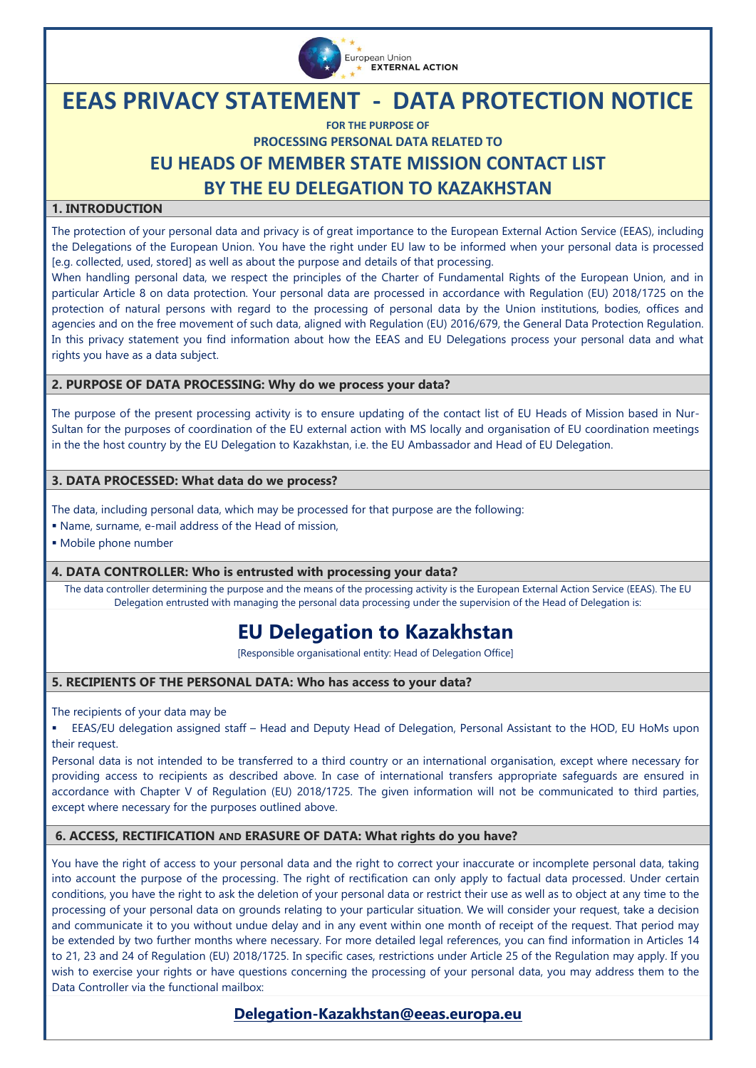# EEAS PRIVACY STATEMENT - DATA PROTECTION NOTICE

**FOR THE PURPOSE OF**

**PROCESSING PERSONAL DATA RELATED TO**

## EU HEADS OF MEMBER STATE MISSION CONTACT LIST BY THE EU DELEGATION TO KAZAKHSTAN

### 1. INTRODUCTION

The protection of your personal data and privacy is of great importance to the European External Action Service (EEAS), including the Delegations of the European Union. You have the right under EU law to be informed when your personal data is processed [e.g. collected, used, stored] as well as about the purpose and details of that processing.

When handling personal data, we respect the principles of the Charter of Fundamental Rights of the European Union, and in particular Article 8 on data protection. Your personal data are processed in accordance with Regulation (EU) 2018/1725 on the protection of natural persons with regard to the processing of personal data by the Union institutions, bodies, offices and agencies and on the free movement of such data, aligned with Regulation (EU) 2016/679, the General Data Protection Regulation. In this privacy statement you find information about how the EEAS and EU Delegations process your personal data and what rights you have as a data subject.

### 2. PURPOSE OF DATA PROCESSING: Why do we process your data?

The purpose of the present processing activity is to ensure updating of the contact list of EU Heads of Mission based in Nur-Sultan for the purposes of coordination of the EU external action with MS locally and organisation of EU coordination meetings in the the host country by the EU Delegation to Kazakhstan, i.e. the EU Ambassador and Head of EU Delegation.

### 3. DATA PROCESSED: What data do we process?

The data, including personal data, which may be processed for that purpose are the following:

- Name, surname, e-mail address of the Head of mission,
- Mobile phone number

### 4. DATA CONTROLLER: Who is entrusted with processing your data?

The data controller determining the purpose and the means of the processing activity is the European External Action Service (EEAS). The EU Delegation entrusted with managing the personal data processing under the supervision of the Head of Delegation is:

## EU Delegation to Kazakhstan

[Responsible organisational entity: Head of Delegation Office]

### 5. RECIPIENTS OF THE PERSONAL DATA: Who has access to your data?

The recipients of your data may be

- EEAS/EU delegation assigned staff – Head and Deputy Head of Delegation, Personal Assistant to the HOD, EU HoMs upon their request.

Personal data is not intended to be transferred to a third country or an international organisation, except where necessary for providing access to recipients as described above. In case of international transfers appropriate safeguards are ensured in accordance with Chapter V of Regulation (EU) 2018/1725. The given information will not be communicated to third parties, except where necessary for the purposes outlined above.

### 6. ACCESS, RECTIFICATION AND ERASURE OF DATA: What rights do you have?

You have the right of access to your personal data and the right to correct your inaccurate or incomplete personal data, taking into account the purpose of the processing. The right of rectification can only apply to factual data processed. Under certain conditions, you have the right to ask the deletion of your personal data or restrict their use as well as to object at any time to the processing of your personal data on grounds relating to your particular situation. We will consider your request, take a decision and communicate it to you without undue delay and in any event within one month of receipt of the request. That period may be extended by two further months where necessary. For more detailed legal references, you can find information in Articles 14 to 21, 23 and 24 of Regulation (EU) 2018/1725. In specific cases, restrictions under Article 25 of the Regulation may apply. If you wish to exercise your rights or have questions concerning the processing of your personal data, you may address them to the Data Controller via the functional mailbox:

**Delegation-Kazakhstan@eeas.europa.eu**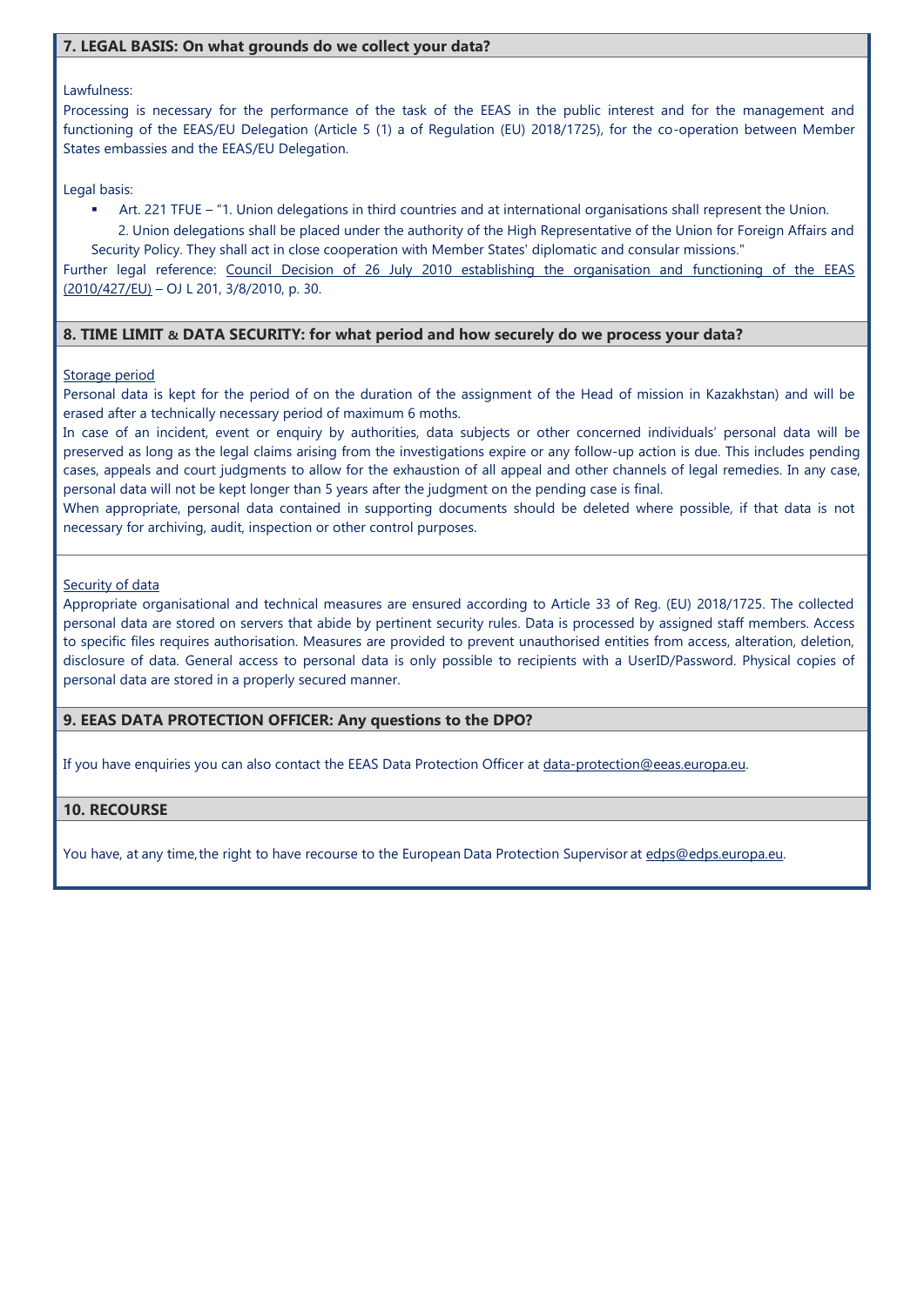## 7. LEGAL BASIS: On what grounds do we collect your data?

Lawfulness:

Processing is necessary for the performance of the task of the EEAS in the public interest and for the management and functioning of the EEAS/EU Delegation (Article 5 (1) a of Regulation (EU) 2018/1725), for the co-operation between Member States embassies and the EEAS/EU Delegation.

Legal basis:

- Art. 221 TFUE – "1. Union delegations in third countries and at international organisations shall represent the Union.
  2. Union delegations shall be placed under the authority of the High Representative of the Union for Foreign Affairs and Security Policy. They shall act in close cooperation with Member States' diplomatic and consular missions."

Further legal reference: Council Decision of 26 July 2010 establishing the organisation and functioning of the EEAS (2010/427/EU) – OJ L 201, 3/8/2010, p. 30.

## 8. TIME LIMIT & DATA SECURITY: for what period and how securely do we process your data?

Storage period

Personal data is kept for the period of on the duration of the assignment of the Head of mission in Kazakhstan) and will be erased after a technically necessary period of maximum 6 moths.

In case of an incident, event or enquiry by authorities, data subjects or other concerned individuals' personal data will be preserved as long as the legal claims arising from the investigations expire or any follow-up action is due. This includes pending cases, appeals and court judgments to allow for the exhaustion of all appeal and other channels of legal remedies. In any case, personal data will not be kept longer than 5 years after the judgment on the pending case is final.

When appropriate, personal data contained in supporting documents should be deleted where possible, if that data is not necessary for archiving, audit, inspection or other control purposes.

Security of data

Appropriate organisational and technical measures are ensured according to Article 33 of Reg. (EU) 2018/1725. The collected personal data are stored on servers that abide by pertinent security rules. Data is processed by assigned staff members. Access to specific files requires authorisation. Measures are provided to prevent unauthorised entities from access, alteration, deletion, disclosure of data. General access to personal data is only possible to recipients with a UserID/Password. Physical copies of personal data are stored in a properly secured manner.

## 9. EEAS DATA PROTECTION OFFICER: Any questions to the DPO?

If you have enquiries you can also contact the EEAS Data Protection Officer at data-protection@eeas.europa.eu.

## 10. RECOURSE

You have, at any time, the right to have recourse to the European Data Protection Supervisor at edps@edps.europa.eu.